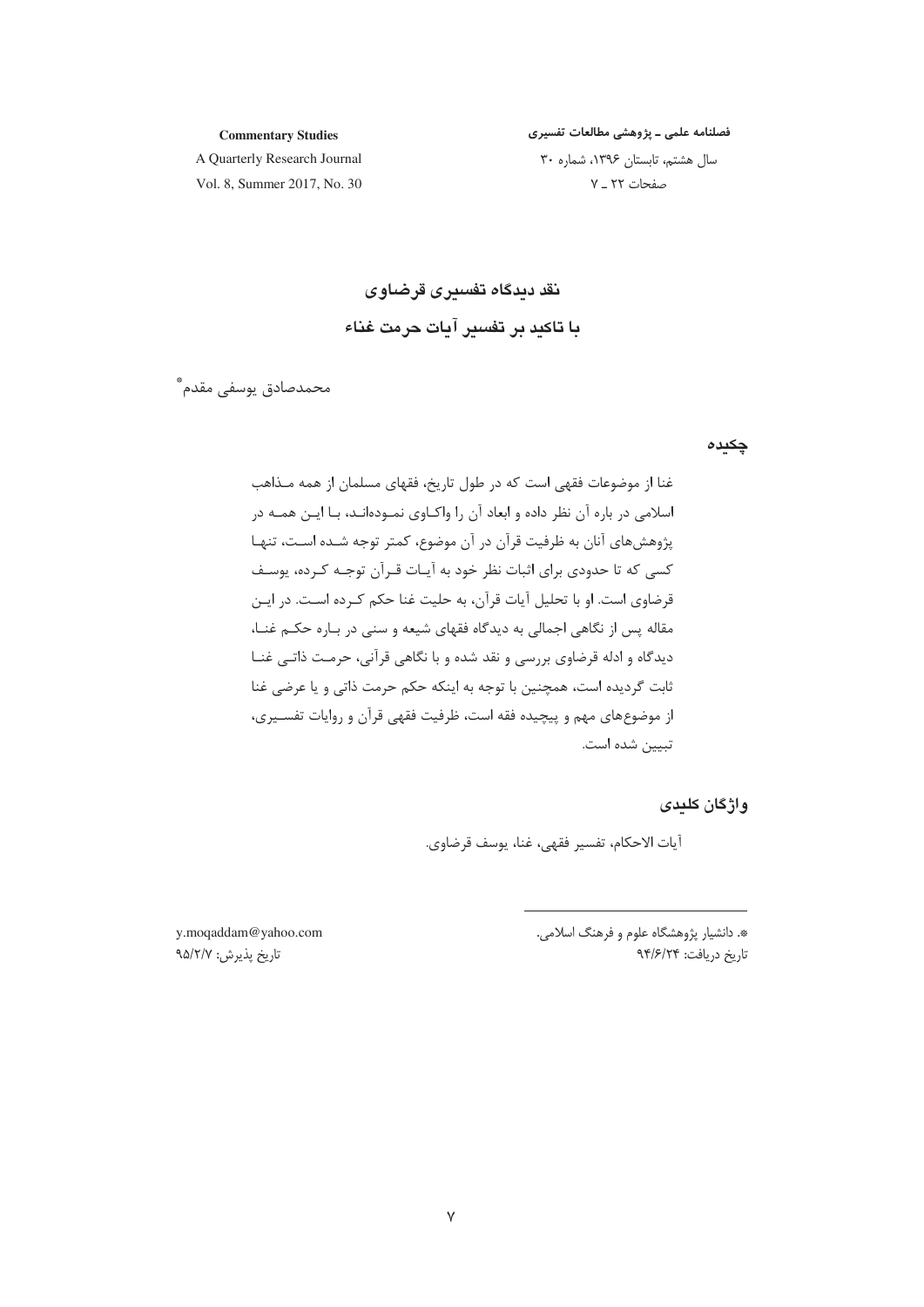# نقد دیدگاه تفسیری قرضاوی
## با تاکید بر تفسیر آیات حرمت غناء

محمدصادق یوسفی مقدم[*]

### چکیده

غنا از موضوعات فقهی است که در طول تاریخ، فقهای مسلمان از همه مـذاهب اسلامی در باره آن نظر داده و ابعاد آن را واکـاوی نمـوده‌انـد، بـا ایـن همـه در پژوهش‌های آنان به ظرفیت قرآن در آن موضوع، کمتر توجه شـده اسـت، تنهـا کسی که تا حدودی برای اثبات نظر خود به آیـات قـرآن توجـه کـرده، یوسـف قرضاوی است. او با تحلیل آیات قرآن، به حلیت غنا حکم کـرده اسـت. در ایـن مقاله پس از نگاهی اجمالی به دیدگاه فقهای شیعه و سنی در بـاره حکـم غنـا، دیدگاه و ادله قرضاوی بررسی و نقد شده و با نگاهی قرآنی، حرمـت ذاتـی غنـا ثابت گردیده است، همچنین با توجه به اینکه حکم حرمت ذاتی و یا عرضی غنا از موضوع‌های مهم و پیچیده فقه است، ظرفیت فقهی قرآن و روایات تفسـیری، تبیین شده است.

### واژگان کلیدی

آیات الاحکام، تفسیر فقهی، غنا، یوسف قرضاوی.

---

[*]. دانشیار پژوهشگاه علوم و فرهنگ اسلامی.

y.moqaddam@yahoo.com

تاریخ دریافت: ۹۴/۶/۲۴ — تاریخ پذیرش: ۹۵/۲/۷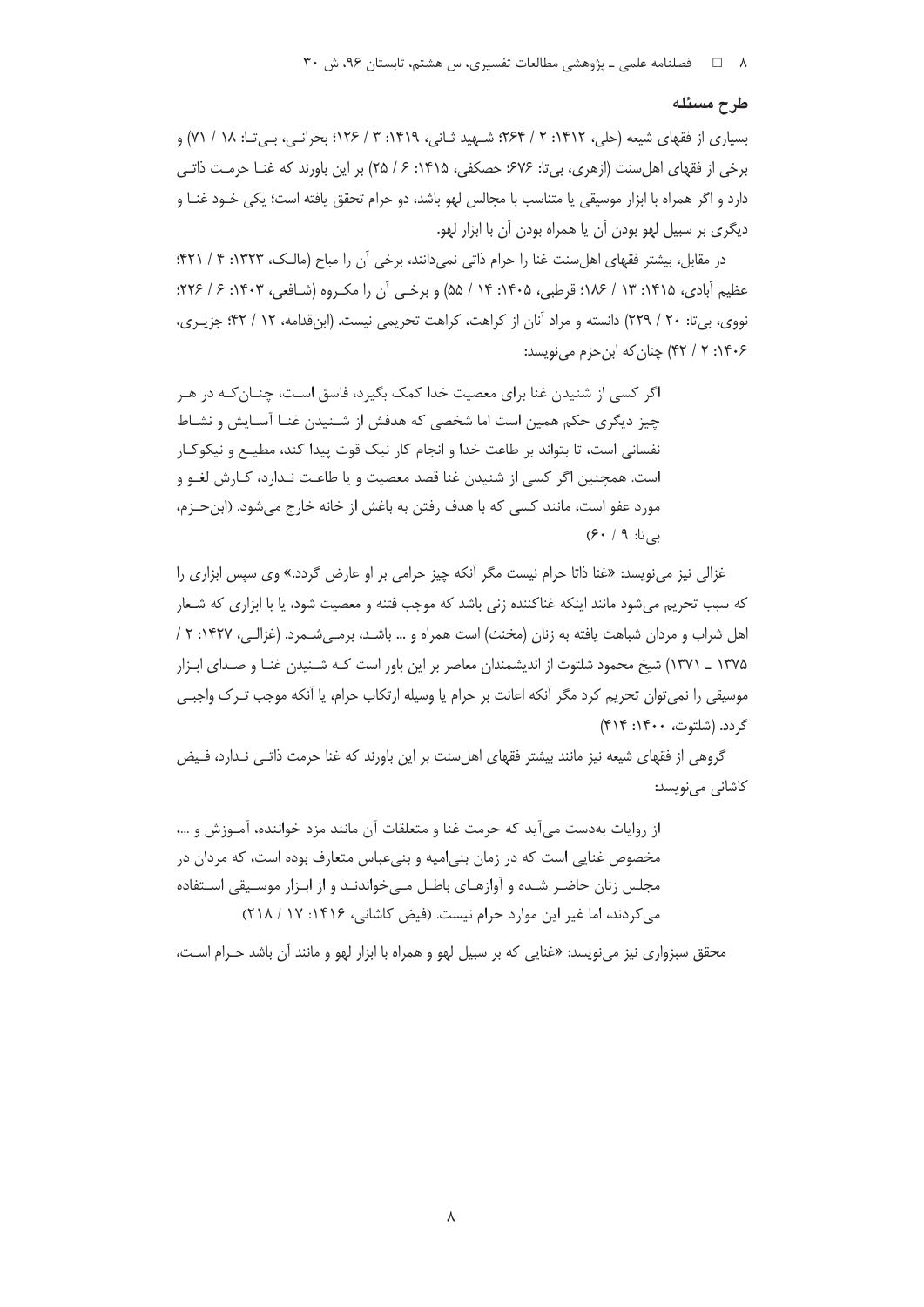## طرح مسئله

بسیاری از فقهای شیعه (حلی، ۱۴۱۲: ۲ / ۲۶۴؛ شـهید ثـانی، ۱۴۱۹: ۳ / ۱۲۶؛ بحرانـی، بـی‌تـا: ۱۸ / ۷۱) و برخی از فقهای اهل‌سنت (ازهری، بی‌تا: ۶۷۶؛ حصکفی، ۱۴۱۵: ۶ / ۲۵) بر این باورند که غنـا حرمـت ذاتـی دارد و اگر همراه با ابزار موسیقی یا متناسب با مجالس لهو باشد، دو حرام تحقق یافته است؛ یکی خـود غنـا و دیگری بر سبیل لهو بودن آن یا همراه بودن آن با ابزار لهو.

در مقابل، بیشتر فقهای اهل‌سنت غنا را حرام ذاتی نمی‌دانند، برخی آن را مباح (مالـک، ۱۳۲۳: ۴ / ۴۲۱؛ عظیم آبادی، ۱۴۱۵: ۱۳ / ۱۸۶؛ قرطبی، ۱۴۰۵: ۱۴ / ۵۵) و برخـی آن را مکـروه (شـافعی، ۱۴۰۳: ۶ / ۲۲۶؛ نووی، بی‌تا: ۲۰ / ۲۲۹) دانسته و مراد آنان از کراهت، کراهت تحریمی نیست. (ابن‌قدامه، ۱۲ / ۴۲؛ جزیـری، ۱۴۰۶: ۲ / ۴۲) چنان‌که ابن‌حزم می‌نویسد:

> اگر کسی از شنیدن غنا برای معصیت خدا کمک بگیرد، فاسق اسـت، چنـان‌کـه در هـر چیز دیگری حکم همین است اما شخصی که هدفش از شـنیدن غنـا آسـایش و نشـاط نفسانی است، تا بتواند بر طاعت خدا و انجام کار نیک قوت پیدا کند، مطیـع و نیکوکـار است. همچنین اگر کسی از شنیدن غنا قصد معصیت و یا طاعـت نـدارد، کـارش لغـو و مورد عفو است، مانند کسی که با هدف رفتن به باغش از خانه خارج می‌شود. (ابن‌حـزم، بی‌تا: ۹ / ۶۰)

غزالی نیز می‌نویسد: «غنا ذاتا حرام نیست مگر آنکه چیز حرامی بر او عارض گردد.» وی سپس ابزاری را که سبب تحریم می‌شود مانند اینکه غناکننده زنی باشد که موجب فتنه و معصیت شود، یا با ابزاری که شـعار اهل شراب و مردان شباهت یافته به زنان (مخنث) است همراه و ... باشـد، برمـی‌شـمرد. (غزالـی، ۱۴۲۷: ۲ / ۱۳۷۵ ـ ۱۳۷۱) شیخ محمود شلتوت از اندیشمندان معاصر بر این باور است کـه شـنیدن غنـا و صـدای ابـزار موسیقی را نمی‌توان تحریم کرد مگر آنکه اعانت بر حرام یا وسیله ارتکاب حرام، یا آنکه موجب تـرک واجبـی گردد. (شلتوت، ۱۴۰۰: ۴۱۴)

گروهی از فقهای شیعه نیز مانند بیشتر فقهای اهل‌سنت بر این باورند که غنا حرمت ذاتـی نـدارد، فـیض کاشانی می‌نویسد:

> از روایات به‌دست می‌آید که حرمت غنا و متعلقات آن مانند مزد خواننده، آمـوزش و ...، مخصوص غنایی است که در زمان بنی‌امیه و بنی‌عباس متعارف بوده است، که مردان در مجلس زنان حاضـر شـده و آوازهـای باطـل مـی‌خواندنـد و از ابـزار موسـیقی اسـتفاده می‌کردند، اما غیر این موارد حرام نیست. (فیض کاشانی، ۱۴۱۶: ۱۷ / ۲۱۸)

محقق سبزواری نیز می‌نویسد: «غنایی که بر سبیل لهو و همراه با ابزار لهو و مانند آن باشد حـرام اسـت،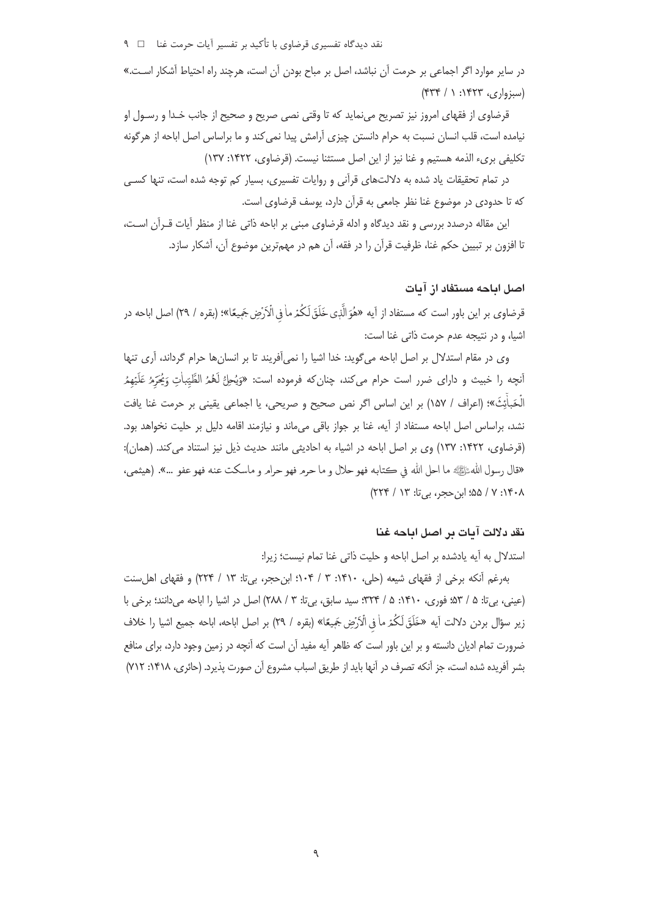در سایر موارد اگر اجماعی بر حرمت آن نباشد، اصل بر مباح بودن آن است، هرچند راه احتیاط آشکار اسـت.» (سبزواری، ۱۴۲۳: ۱ / ۴۳۴)

قرضاوی از فقهای امروز نیز تصریح می‌نماید که تا وقتی نصی صریح و صحیح از جانب خـدا و رسـول او نیامده است، قلب انسان نسبت به حرام دانستن چیزی آرامش پیدا نمی‌کند و ما براساس اصل اباحه از هرگونه تکلیفی بریء الذمه هستیم و غنا نیز از این اصل مستثنا نیست. (قرضاوی، ۱۴۲۲: ۱۳۷)

در تمام تحقیقات یاد شده به دلالت‌های قرآنی و روایات تفسیری، بسیار کم توجه شده است، تنها کسـی که تا حدودی در موضوع غنا نظر جامعی به قرآن دارد، یوسف قرضاوی است.

این مقاله درصدد بررسی و نقد دیدگاه و ادله قرضاوی مبنی بر اباحه ذاتی غنا از منظر آیات قـرآن اسـت، تا افزون بر تبیین حکم غنا، ظرفیت قرآن را در فقه، آن هم در مهم‌ترین موضوع آن، آشکار سازد.

## اصل اباحه مستفاد از آیات

قرضاوی بر این باور است که مستفاد از آیه «هُوَ الَّذِی خَلَقَ لَکُمْ ما فِی الْأَرْضِ جَمِیعًا»؛ (بقره / ۲۹) اصل اباحه در اشیا، و در نتیجه عدم حرمت ذاتی غنا است:

وی در مقام استدلال بر اصل اباحه می‌گوید: خدا اشیا را نمی‌آفریند تا بر انسان‌ها حرام گرداند، آری تنها آنچه را خبیث و دارای ضرر است حرام می‌کند، چنان‌که فرموده است: «وَیُحِلُّ لَهُمُ الطَّیِّباتِ وَیُحَرِّمُ عَلَیْهِمُ الْخَبائِثَ»؛ (اعراف / ۱۵۷) بر این اساس اگر نص صحیح و صریحی، یا اجماعی یقینی بر حرمت غنا یافت نشد، براساس اصل اباحه مستفاد از آیه، غنا بر جواز باقی می‌ماند و نیازمند اقامه دلیل بر حلیت نخواهد بود. (قرضاوی، ۱۴۲۲: ۱۳۷) وی بر اصل اباحه در اشیاء به احادیثی مانند حدیث ذیل نیز استناد می‌کند. (همان): «قال رسول الله ﷺ ما احل الله في كتابه فهو حلال و ما حرم فهو حرام و ماسكت عنه فهو عفو ...». (هیثمی، ۱۴۰۸: ۷ / ۵۵؛ ابن‌حجر، بی‌تا: ۱۳ / ۲۲۴)

## نقد دلالت آیات بر اصل اباحه غنا

استدلال به آیه یادشده بر اصل اباحه و حلیت ذاتی غنا تمام نیست؛ زیرا:

به‌رغم آنکه برخی از فقهای شیعه (حلی، ۱۴۱۰: ۳ / ۱۰۴؛ ابن‌حجر، بی‌تا: ۱۳ / ۲۲۴) و فقهای اهل‌سنت (عینی، بی‌تا: ۵ / ۵۳؛ فوری، ۱۴۱۰: ۵ / ۳۲۴؛ سید سابق، بی‌تا: ۳ / ۲۸۸) اصل در اشیا را اباحه می‌دانند؛ برخی با زیر سؤال بردن دلالت آیه «خَلَقَ لَکُمْ ما فِی الْأَرْضِ جَمِیعًا» (بقره / ۲۹) بر اصل اباحه، اباحه جمیع اشیا را خلاف ضرورت تمام ادیان دانسته و بر این باور است که ظاهر آیه مفید آن است که آنچه در زمین وجود دارد، برای منافع بشر آفریده شده است، جز آنکه تصرف در آنها باید از طریق اسباب مشروع آن صورت پذیرد. (حائری، ۱۴۱۸: ۷۱۲)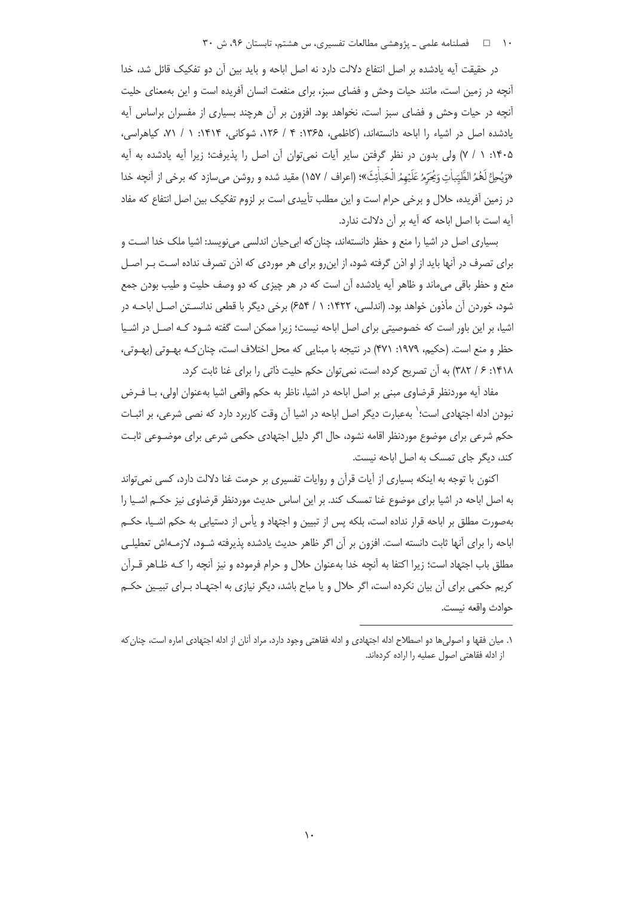در حقیقت آیه یادشده بر اصل انتفاع دلالت دارد نه اصل اباحه و باید بین آن دو تفکیک قائل شد، خدا آنچه در زمین است، مانند حیات وحش و فضای سبز، برای منفعت انسان آفریده است و این به‌معنای حلیت آنچه در حیات وحش و فضای سبز است، نخواهد بود. افزون بر آن هرچند بسیاری از مفسران براساس آیه یادشده اصل در اشیاء را اباحه دانسته‌اند، (کاظمی، ۱۳۶۵: ۴ / ۱۲۶، شوکانی، ۱۴۱۴: ۱ / ۷۱، کیاهراسی، ۱۴۰۵: ۱ / ۷) ولی بدون در نظر گرفتن سایر آیات نمی‌توان آن اصل را پذیرفت؛ زیرا آیه یادشده به آیه «وَيُحِلُّ لَهُمُ الطَّيِّبَاتِ وَيُحَرِّمُ عَلَيْهِمُ الْخَبَائِثَ»؛ (اعراف / ۱۵۷) مقید شده و روشن می‌سازد که برخی از آنچه خدا در زمین آفریده، حلال و برخی حرام است و این مطلب تأییدی است بر لزوم تفکیک بین اصل انتفاع که مفاد آیه است با اصل اباحه که آیه بر آن دلالت ندارد.

بسیاری اصل در اشیا را منع و حظر دانسته‌اند، چنان‌که ابی‌حیان اندلسی می‌نویسد: اشیا ملک خدا است و برای تصرف در آنها باید از او اذن گرفته شود، از این‌رو برای هر موردی که اذن تصرف نداده است بر اصل منع و حظر باقی می‌ماند و ظاهر آیه یادشده آن است که در هر چیزی که دو وصف حلیت و طیب بودن جمع شود، خوردن آن مأذون خواهد بود. (اندلسی، ۱۴۲۲: ۱ / ۶۵۴) برخی دیگر با قطعی ندانستن اصل اباحه در اشیا، بر این باور است که خصوصیتی برای اصل اباحه نیست؛ زیرا ممکن است گفته شود که اصل در اشیا حظر و منع است. (حکیم، ۱۹۷۹: ۴۷۱) در نتیجه با مبنایی که محل اختلاف است، چنان‌که بهوتی (بهوتی، ۱۴۱۸: ۶ / ۳۸۲) به آن تصریح کرده است، نمی‌توان حکم حلیت ذاتی را برای غنا ثابت کرد.

مفاد آیه موردنظر قرضاوی مبنی بر اصل اباحه در اشیا، ناظر به حکم واقعی اشیا به‌عنوان اولی، با فرض نبودن ادله اجتهادی است؛[1] به‌عبارت دیگر اصل اباحه در اشیا آن وقت کاربرد دارد که نصی شرعی، بر اثبات حکم شرعی برای موضوع موردنظر اقامه نشود، حال اگر دلیل اجتهادی حکمی شرعی برای موضوعی ثابت کند، دیگر جای تمسک به اصل اباحه نیست.

اکنون با توجه به اینکه بسیاری از آیات قرآن و روایات تفسیری بر حرمت غنا دلالت دارد، کسی نمی‌تواند به اصل اباحه در اشیا برای موضوع غنا تمسک کند. بر این اساس حدیث موردنظر قرضاوی نیز حکم اشیا را به‌صورت مطلق بر اباحه قرار نداده است، بلکه پس از تبیین و اجتهاد و یأس از دستیابی به حکم اشیا، حکم اباحه را برای آنها ثابت دانسته است. افزون بر آن اگر ظاهر حدیث یادشده پذیرفته شود، لازمه‌اش تعطیلی مطلق باب اجتهاد است؛ زیرا اکتفا به آنچه خدا به‌عنوان حلال و حرام فرموده و نیز آنچه را که ظاهر قرآن کریم حکمی برای آن بیان نکرده است، اگر حلال و یا مباح باشد، دیگر نیازی به اجتهاد برای تبیین حکم حوادث واقعه نیست.

---

۱. میان فقها و اصولی‌ها دو اصطلاح ادله اجتهادی و ادله فقاهتی وجود دارد، مراد آنان از ادله اجتهادی اماره است، چنان‌که از ادله فقاهتی اصول عملیه را اراده کرده‌اند.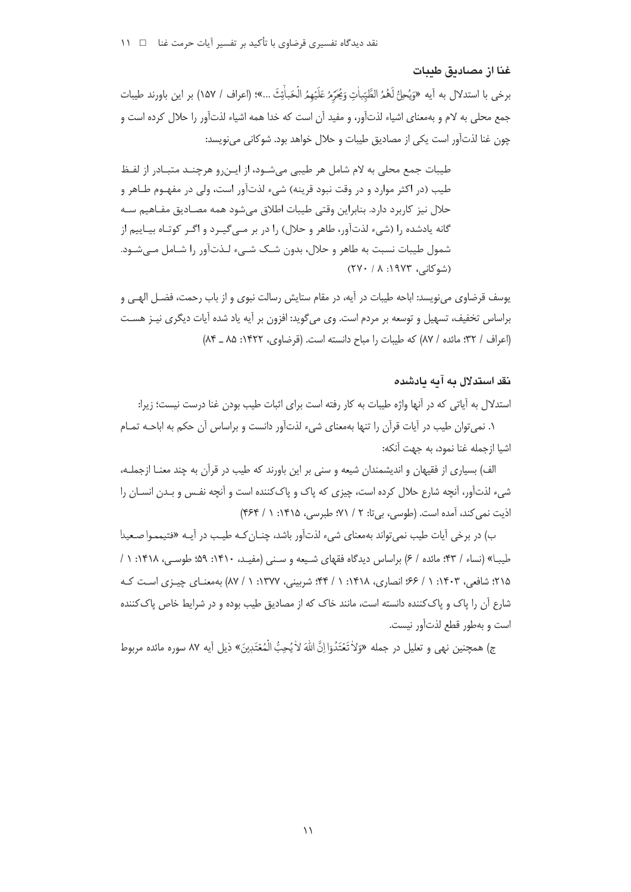### غنا از مصادیق طیبات

برخی با استدلال به آیه «وَيُحِلُّ لَهُمُ الطَّيِّبَاتِ وَيُحَرِّمُ عَلَيْهِمُ الْخَبَائِثَ ...»؛ (اعراف / ۱۵۷) بر این باورند طیبات جمع محلی به لام و به‌معنای اشیاء لذت‌آور، و مفید آن است که خدا همه اشیاء لذت‌آور را حلال کرده است و چون غنا لذت‌آور است یکی از مصادیق طیبات و حلال خواهد بود. شوکانی می‌نویسد:

> طیبات جمع محلی به لام شامل هر طیبی می‌شود، از این‌رو هرچند متبادر از لفظ طیب (در اکثر موارد و در وقت نبود قرینه) شیء لذت‌آور است، ولی در مفهوم طاهر و حلال نیز کاربرد دارد. بنابراین وقتی طیبات اطلاق می‌شود همه مصادیق مفاهیم سه گانه یادشده را (شیء لذت‌آور، طاهر و حلال) را در بر می‌گیرد و اگر کوتاه بیاییم از شمول طیبات نسبت به طاهر و حلال، بدون شک شیء لذت‌آور را شامل می‌شود. (شوکانی، ۱۹۷۳: ۸ / ۲۷۰)

یوسف قرضاوی می‌نویسد: اباحه طیبات در آیه، در مقام ستایش رسالت نبوی و از باب رحمت، فضل الهی و براساس تخفیف، تسهیل و توسعه بر مردم است. وی می‌گوید: افزون بر آیه یاد شده آیات دیگری نیز هست (اعراف / ۳۲؛ مائده / ۸۷) که طیبات را مباح دانسته است. (قرضاوی، ۱۴۲۲: ۸۵ ـ ۸۴)

### نقد استدلال به آیه یادشده

استدلال به آیاتی که در آنها واژه طیبات به کار رفته است برای اثبات طیب بودن غنا درست نیست؛ زیرا:

۱. نمی‌توان طیب در آیات قرآن را تنها به‌معنای شیء لذت‌آور دانست و براساس آن حکم به اباحه تمام اشیا ازجمله غنا نمود، به جهت آنکه:

الف) بسیاری از فقیهان و اندیشمندان شیعه و سنی بر این باورند که طیب در قرآن به چند معنا ازجمله، شیء لذت‌آور، آنچه شارع حلال کرده است، چیزی که پاک و پاک‌کننده است و آنچه نفس و بدن انسان را اذیت نمی‌کند، آمده است. (طوسی، بی‌تا: ۲ / ۷۱؛ طبرسی، ۱۴۱۵: ۱ / ۴۶۴)

ب) در برخی آیات طیب نمی‌تواند به‌معنای شیء لذت‌آور باشد، چنان‌که طیب در آیه «فتیمموا صعیدا طیبا» (نساء / ۴۳؛ مائده / ۶) براساس دیدگاه فقهای شیعه و سنی (مفید، ۱۴۱۰: ۵۹؛ طوسی، ۱۴۱۸: ۱ / ۲۱۵؛ شافعی، ۱۴۰۳: ۱ / ۶۶؛ انصاری، ۱۴۱۸: ۱ / ۴۴؛ شربینی، ۱۳۷۷: ۱ / ۸۷) به‌معنای چیزی است که شارع آن را پاک و پاک‌کننده دانسته است، مانند خاک که از مصادیق طیب بوده و در شرایط خاص پاک‌کننده است و به‌طور قطع لذت‌آور نیست.

ج) همچنین نهی و تعلیل در جمله «وَلاَ تَعْتَدُوا إِنَّ اللهَ لاَ يُحِبُّ الْمُعْتَدِينَ» ذیل آیه ۸۷ سوره مائده مربوط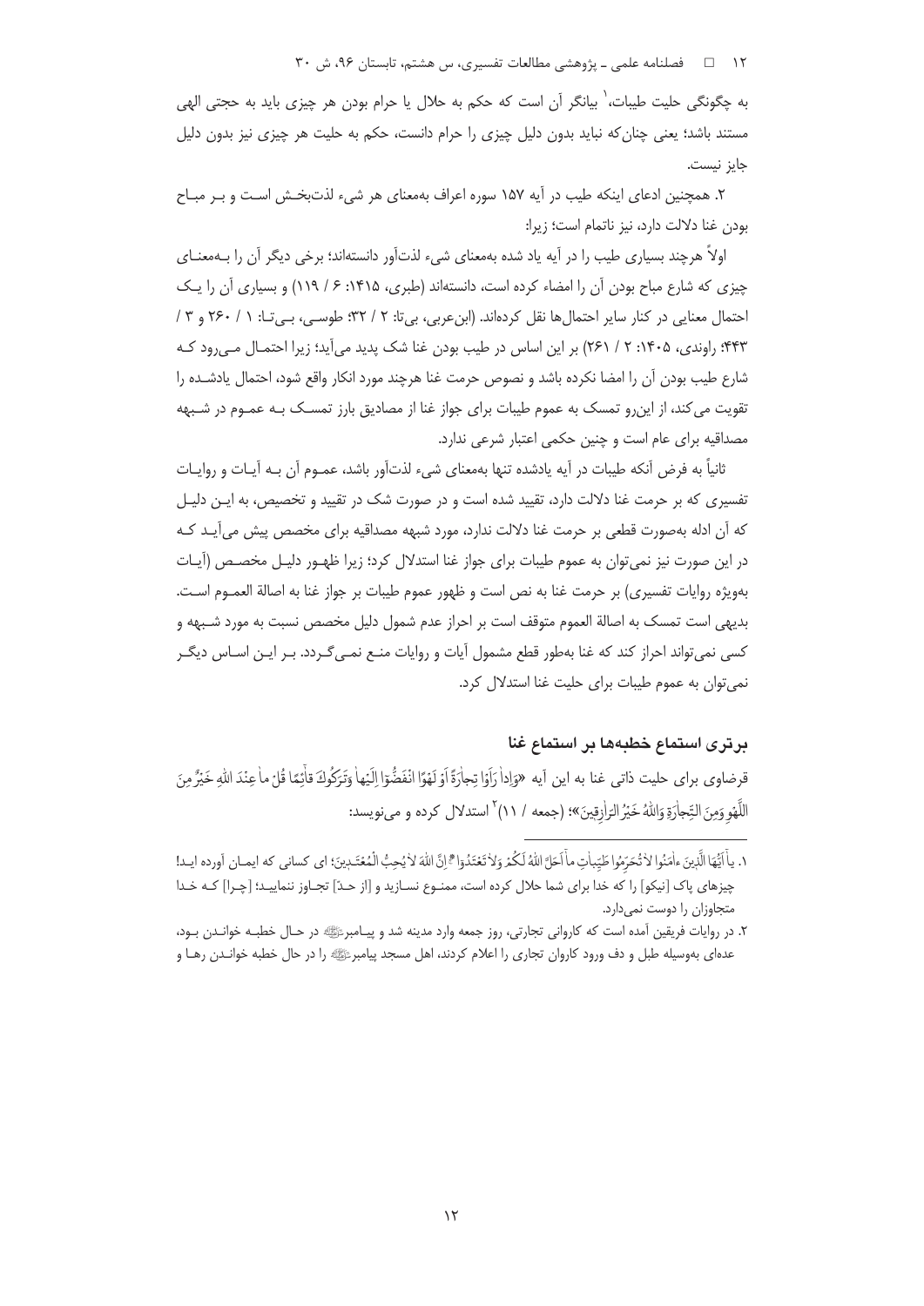به چگونگی حلیت طیبات،[1] بیانگر آن است که حکم به حلال یا حرام بودن هر چیزی باید به حجتی الهی مستند باشد؛ یعنی چنان‌که نباید بدون دلیل چیزی را حرام دانست، حکم به حلیت هر چیزی نیز بدون دلیل جایز نیست.

۲. همچنین ادعای اینکه طیب در آیه ۱۵۷ سوره اعراف به‌معنای هر شیء لذت‌بخش است و بر مباح بودن غنا دلالت دارد، نیز ناتمام است؛ زیرا:

اولاً هرچند بسیاری طیب را در آیه یاد شده به‌معنای شیء لذت‌آور دانسته‌اند؛ برخی دیگر آن را به‌معنای چیزی که شارع مباح بودن آن را امضاء کرده است، دانسته‌اند (طبری، ۱۴۱۵: ۶ / ۱۱۹) و بسیاری آن را یک احتمال معنایی در کنار سایر احتمال‌ها نقل کرده‌اند. (ابن‌عربی، بی‌تا: ۲ / ۳۲؛ طوسی، بی‌تا: ۱ / ۲۶۰ و ۳ / ۴۴۳؛ راوندی، ۱۴۰۵: ۲ / ۲۶۱) بر این اساس در طیب بودن غنا شک پدید می‌آید؛ زیرا احتمال می‌رود که شارع طیب بودن آن را امضا نکرده باشد و نصوص حرمت غنا هرچند مورد انکار واقع شود، احتمال یادشده را تقویت می‌کند، از این‌رو تمسک به عموم طیبات برای جواز غنا از مصادیق بارز تمسک به عموم در شبهه مصداقیه برای عام است و چنین حکمی اعتبار شرعی ندارد.

ثانیاً به فرض آنکه طیبات در آیه یادشده تنها به‌معنای شیء لذت‌آور باشد، عموم آن به آیات و روایات تفسیری که بر حرمت غنا دلالت دارد، تقیید شده است و در صورت شک در تقیید و تخصیص، به این دلیل که آن ادله به‌صورت قطعی بر حرمت غنا دلالت ندارد، مورد شبهه مصداقیه برای مخصص پیش می‌آید که در این صورت نیز نمی‌توان به عموم طیبات برای جواز غنا استدلال کرد؛ زیرا ظهور دلیل مخصص (آیات به‌ویژه روایات تفسیری) بر حرمت غنا به نص است و ظهور عموم طیبات بر جواز غنا به اصالة العموم است. بدیهی است تمسک به اصالة العموم متوقف است بر احراز عدم شمول دلیل مخصص نسبت به مورد شبهه و کسی نمی‌تواند احراز کند که غنا به‌طور قطع مشمول آیات و روایات منع نمی‌گردد. بر این اساس دیگر نمی‌توان به عموم طیبات برای حلیت غنا استدلال کرد.

## برتری استماع خطبه‌ها بر استماع غنا

قرضاوی برای حلیت ذاتی غنا به این آیه «وَإِذا رَأَوْا تِجارَةً أَوْ لَهْوًا انْفَضُّوا إِلَيْها وَتَرَكُوكَ قائِمًا قُلْ ما عِنْدَ اللهِ خَيْرٌ مِنَ اللَّهْوِ وَمِنَ التِّجارَةِ وَاللهُ خَيْرُ الرّازِقِينَ»؛ (جمعه / ۱۱)[2] استدلال کرده و می‌نویسد:

---

۱. يا أَيُّهَا الَّذِينَ ءامَنُوا لا تُحَرِّمُوا طَيِّباتِ ما أَحَلَّ اللهُ لَكُمْ وَلا تَعْتَدُوا ۚ إِنَّ اللهَ لا يُحِبُّ الْمُعْتَدِينَ؛ ای کسانی که ایمان آورده اید! چیزهای پاک [نیکو] را که خدا برای شما حلال کرده است، ممنوع نسازید و [از حد] تجاوز ننمایید؛ [چرا] که خدا متجاوزان را دوست نمی‌دارد.

۲. در روایات فریقین آمده است که کاروانی تجارتی، روز جمعه وارد مدینه شد و پیامبر ﷺ در حال خطبه خواندن بود، عده‌ای به‌وسیله طبل و دف ورود کاروان تجاری را اعلام کردند، اهل مسجد پیامبر ﷺ را در حال خطبه خواندن رها و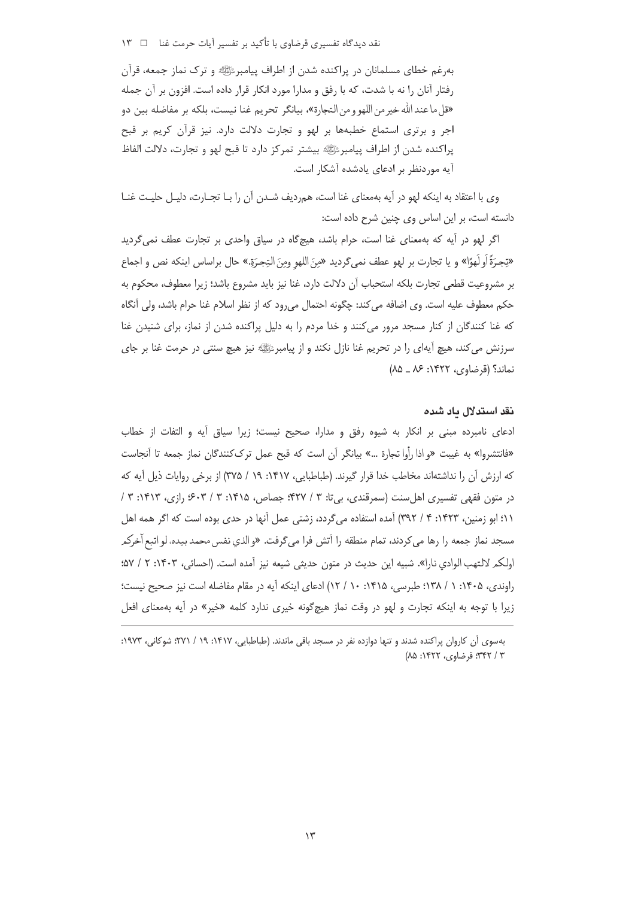به‌رغم خطای مسلمانان در پراکنده شدن از اطراف پیامبرﷺ و ترک نماز جمعه، قرآن رفتار آنان را نه با شدت، که با رفق و مدارا مورد انکار قرار داده است. افزون بر آن جمله «قل ما عند الله خیر من اللهو و من التجارة»، بیانگر تحریم غنا نیست، بلکه بر مفاضله بین دو اجر و برتری استماع خطبه‌ها بر لهو و تجارت دلالت دارد. نیز قرآن کریم بر قبح پراکنده شدن از اطراف پیامبرﷺ بیشتر تمرکز دارد تا قبح لهو و تجارت، دلالت الفاظ آیه موردنظر بر ادعای یادشده آشکار است.

وی با اعتقاد به اینکه لهو در آیه به‌معنای غنا است، هم‌ردیف شدن آن را با تجارت، دلیل حلیت غنا دانسته است، بر این اساس وی چنین شرح داده است:

اگر لهو در آیه که به‌معنای غنا است، حرام باشد، هیچ‌گاه در سیاق واحدی بر تجارت عطف نمی‌گردید «تِجـٰرَةً اَو لَهوًا» و یا تجارت بر لهو عطف نمی‌گردید «مِنَ اللهوِ ومِنَ التِجـٰرَةِ.» حال براساس اینکه نص و اجماع بر مشروعیت قطعی تجارت بلکه استحباب آن دلالت دارد، غنا نیز باید مشروع باشد؛ زیرا معطوف، محکوم به حکم معطوف علیه است. وی اضافه می‌کند: چگونه احتمال می‌رود که از نظر اسلام غنا حرام باشد، ولی آنگاه که غنا کنندگان از کنار مسجد مرور می‌کنند و خدا مردم را به دلیل پراکنده شدن از نماز، برای شنیدن غنا سرزنش می‌کند، هیچ آیه‌ای را در تحریم غنا نازل نکند و از پیامبرﷺ نیز هیچ سنتی در حرمت غنا بر جای نماند؟ (قرضاوی، ۱۴۲۲: ۸۶ ـ ۸۵)

#### نقد استدلال یاد شده

ادعای نامبرده مبنی بر انکار به شیوه رفق و مدارا، صحیح نیست؛ زیرا سیاق آیه و التفات از خطاب «فانتشروا» به غیبت «و اذا رأوا تجارة ...» بیانگر آن است که قبح عمل ترک‌کنندگان نماز جمعه تا آنجاست که ارزش آن را نداشته‌اند مخاطب خدا قرار گیرند. (طباطبایی، ۱۴۱۷: ۱۹ / ۳۷۵) از برخی روایات ذیل آیه که در متون فقهی تفسیری اهل‌سنت (سمرقندی، بی‌تا: ۳ / ۴۲۷؛ جصاص، ۱۴۱۵: ۳ / ۶۰۳؛ رازی، ۱۴۱۳: ۳ / ۱۱؛ ابو زمنین، ۱۴۲۳: ۴ / ۳۹۲) آمده استفاده می‌گردد، زشتی عمل آنها در حدی بوده است که اگر همه اهل مسجد نماز جمعه را رها می‌کردند، تمام منطقه را آتش فرا می‌گرفت. «و الذي نفس محمد بيده، لو اتبع آخركم اولكم لالتهب الوادي نارا». شبیه این حدیث در متون حدیثی شیعه نیز آمده است. (احسائی، ۱۴۰۳: ۲ / ۵۷؛ راوندی، ۱۴۰۵: ۱ / ۱۳۸؛ طبرسی، ۱۴۱۵: ۱۰ / ۱۲) ادعای اینکه آیه در مقام مفاضله است نیز صحیح نیست؛ زیرا با توجه به اینکه تجارت و لهو در وقت نماز هیچ‌گونه خیری ندارد کلمه «خیر» در آیه به‌معنای افعل

---

به‌سوی آن کاروان پراکنده شدند و تنها دوازده نفر در مسجد باقی ماندند. (طباطبایی، ۱۴۱۷: ۱۹ / ۲۷۱؛ شوکانی، ۱۹۷۳: ۳ / ۳۴۲؛ قرضاوی، ۱۴۲۲: ۸۵)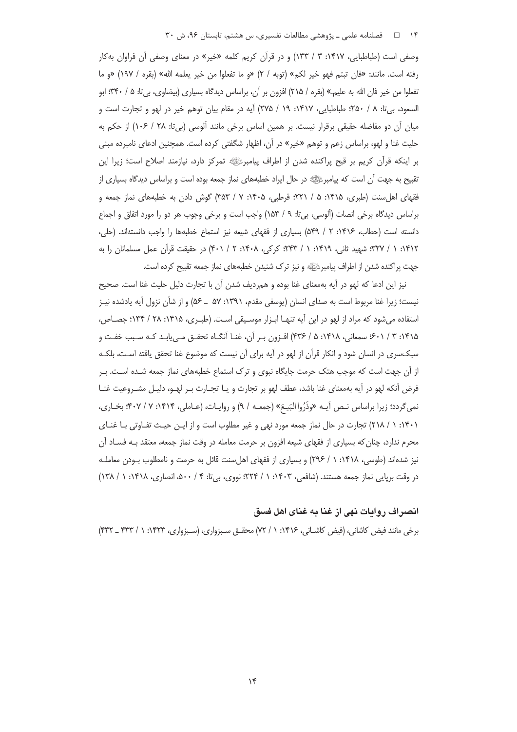وصفی است (طباطبایی، ۱۴۱۷: ۳ / ۱۳۳) و در قرآن کریم کلمه «خیر» در معنای وصفی آن فراوان به‌کار رفته است. مانند: «فان تبتم فهو خیر لکم» (توبه / ۲) «و ما تفعلوا من خیر یعلمه الله» (بقره / ۱۹۷) «و ما تفعلوا من خیر فان الله به علیم.» (بقره / ۲۱۵) افزون بر آن، براساس دیدگاه بسیاری (بیضاوی، بی‌تا: ۵ / ۳۴۰؛ ابو السعود، بی‌تا: ۸ / ۲۵۰؛ طباطبایی، ۱۴۱۷: ۱۹ / ۲۷۵) آیه در مقام بیان توهم خیر در لهو و تجارت است و میان آن دو مفاضله حقیقی برقرار نیست. بر همین اساس برخی مانند آلوسی (بی‌تا: ۲۸ / ۱۰۶) از حکم به حلیت غنا و لهو، براساس زعم و توهم «خیر» در آن، اظهار شگفتی کرده است. همچنین ادعای نامبرده مبنی بر اینکه قرآن کریم بر قبح پراکنده شدن از اطراف پیامبرﷺ تمرکز دارد، نیازمند اصلاح است؛ زیرا این تقبیح به جهت آن است که پیامبرﷺ در حال ایراد خطبه‌های نماز جمعه بوده است و براساس دیدگاه بسیاری از فقهای اهل‌سنت (طبری، ۱۴۱۵: ۵ / ۲۲۱؛ قرطبی، ۱۴۰۵: ۷ / ۳۵۳) گوش دادن به خطبه‌های نماز جمعه و براساس دیدگاه برخی انصات (آلوسی، بی‌تا: ۹ / ۱۵۳) واجب است و برخی وجوب هر دو را مورد اتفاق و اجماع دانسته است (حطاب، ۱۴۱۶: ۲ / ۵۴۹) بسیاری از فقهای شیعه نیز استماع خطبه‌ها را واجب دانسته‌اند. (حلی، ۱۴۱۲: ۱ / ۳۲۷؛ شهید ثانی، ۱۴۱۹: ۱ / ۲۴۳؛ کرکی، ۱۴۰۸: ۲ / ۴۰۱) در حقیقت قرآن عمل مسلمانان را به جهت پراکنده شدن از اطراف پیامبرﷺ و نیز ترک شنیدن خطبه‌های نماز جمعه تقبیح کرده است.

نیز این ادعا که لهو در آیه به‌معنای غنا بوده و هم‌ردیف شدن آن با تجارت دلیل حلیت غنا است. صحیح نیست؛ زیرا غنا مربوط است به صدای انسان (یوسفی مقدم، ۱۳۹۱: ۵۷ ـ ۵۶) و از شأن نزول آیه یادشده نیز استفاده می‌شود که مراد از لهو در این آیه تنها ابزار موسیقی است. (طبری، ۱۴۱۵: ۲۸ / ۱۳۴؛ جصاص، ۱۴۱۵: ۳ / ۶۰۱؛ سمعانی، ۱۴۱۸: ۵ / ۴۳۶) افزون بر آن، غنا آنگاه تحقق می‌یابد که سبب خفت و سبک‌سری در انسان شود و انکار قرآن از لهو در آیه برای آن نیست که موضوع غنا تحقق یافته است، بلکه از آن جهت است که موجب هتک حرمت جایگاه نبوی و ترک استماع خطبه‌های نماز جمعه شده است. بر فرض آنکه لهو در آیه به‌معنای غنا باشد، عطف لهو بر تجارت و یا تجارت بر لهو، دلیل مشروعیت غنا نمی‌گردد؛ زیرا براساس نص آیه «وَذَرُوا البَیعَ» (جمعه / ۹) و روایات، (عاملی، ۱۴۱۴: ۷ / ۴۰۷؛ بخاری، ۱۴۰۱: ۱ / ۲۱۸) تجارت در حال نماز جمعه مورد نهی و غیر مطلوب است و از این حیث تفاوتی با غنای محرم ندارد، چنان‌که بسیاری از فقهای شیعه افزون بر حرمت معامله در وقت نماز جمعه، معتقد به فساد آن نیز شده‌اند (طوسی، ۱۴۱۸: ۱ / ۲۹۶) و بسیاری از فقهای اهل‌سنت قائل به حرمت و نامطلوب بودن معامله در وقت برپایی نماز جمعه هستند. (شافعی، ۱۴۰۳: ۱ / ۲۲۴؛ نووی، بی‌تا: ۴ / ۵۰۰، انصاری، ۱۴۱۸: ۱ / ۱۳۸)

### انصراف روایات نهی از غنا به غنای اهل فسق

برخی مانند فیض کاشانی، (فیض کاشانی، ۱۴۱۶: ۱ / ۷۲) محقق سبزواری، (سبزواری، ۱۴۲۳: ۱ / ۴۳۳ ـ ۴۳۲)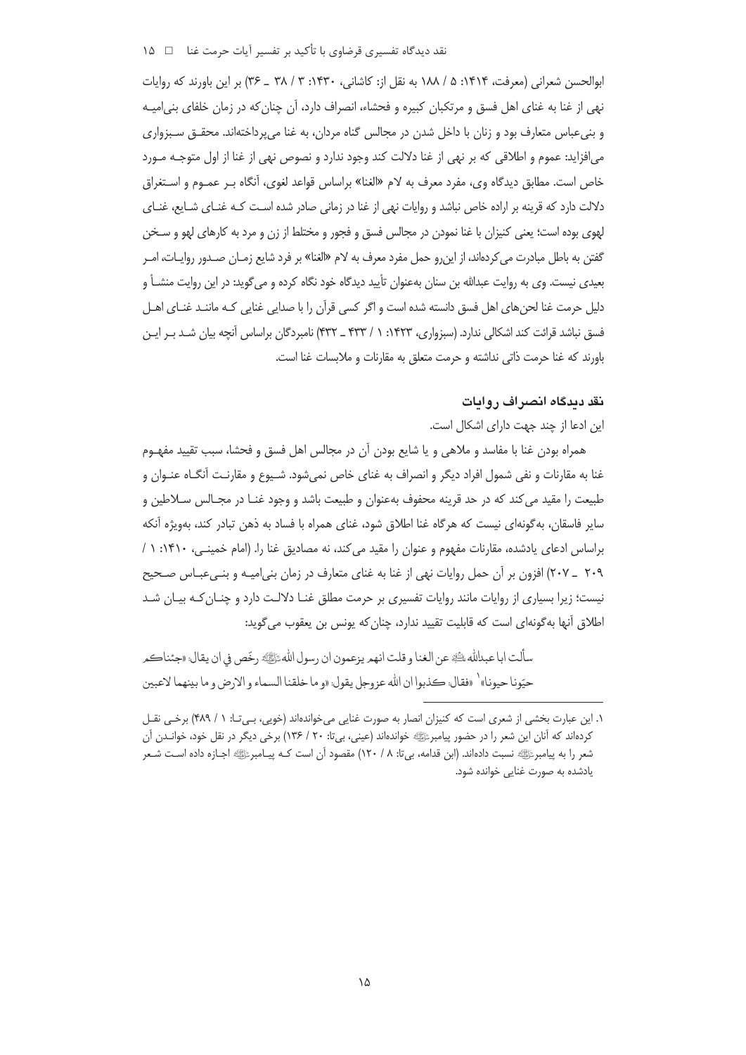ابوالحسن شعرانی (معرفت، ۱۴۱۴: ۵ / ۱۸۸ به نقل از: کاشانی، ۱۴۳۰: ۳ / ۳۸ ـ ۳۶) بر این باورند که روایات نهی از غنا به غنای اهل فسق و مرتکبان کبیره و فحشاء، انصراف دارد، آن چنان‌که در زمان خلفای بنی‌امیه و بنی‌عباس متعارف بود و زنان با داخل شدن در مجالس گناه مردان، به غنا می‌پرداخته‌اند. محقـق سـبزواری می‌افزاید: عموم و اطلاقی که بر نهی از غنا دلالت کند وجود ندارد و نصوص نهی از غنا از اول متوجـه مـورد خاص است. مطابق دیدگاه وی، مفرد معرف به لام «الغنا» براساس قواعد لغوی، آنگاه بـر عمـوم و اسـتغراق دلالت دارد که قرینه بر اراده خاص نباشد و روایات نهی از غنا در زمانی صادر شده اسـت کـه غنـای شـایع، غنـای لهوی بوده است؛ یعنی کنیزان با غنا نمودن در مجالس فسق و فجور و مختلط از زن و مرد به کارهای لهو و سـخن گفتن به باطل مبادرت می‌کرده‌اند، از این‌رو حمل مفرد معرف به لام «الغنا» بر فرد شایع زمـان صـدور روایـات، امـر بعیدی نیست. وی به روایت عبدالله بن سنان به‌عنوان تأیید دیدگاه خود نگاه کرده و می‌گوید: در این روایت منشـأ و دلیل حرمت غنا لحن‌های اهل فسق دانسته شده است و اگر کسی قرآن را با صدایی غنایی کـه ماننـد غنـای اهـل فسق نباشد قرائت کند اشکالی ندارد. (سبزواری، ۱۴۲۳: ۱ / ۴۳۳ ـ ۴۳۲) نامبردگان براساس آنچه بیان شـد بـر ایـن باورند که غنا حرمت ذاتی نداشته و حرمت متعلق به مقارنات و ملابسات غنا است.

### نقد دیدگاه انصراف روایات

این ادعا از چند جهت دارای اشکال است.

همراه بودن غنا با مفاسد و ملاهی و یا شایع بودن آن در مجالس اهل فسق و فحشا، سبب تقیید مفهـوم غنا به مقارنات و نفی شمول افراد دیگر و انصراف به غنای خاص نمی‌شود. شـیوع و مقارنـت آنگـاه عنـوان و طبیعت را مقید می‌کند که در حد قرینه محفوف به‌عنوان و طبیعت باشد و وجود غنـا در مجـالس سـلاطین و سایر فاسقان، به‌گونه‌ای نیست که هرگاه غنا اطلاق شود، غنای همراه با فساد به ذهن تبادر کند، به‌ویژه آنکه براساس ادعای یادشده، مقارنات مفهوم و عنوان را مقید می‌کند، نه مصادیق غنا را. (امام خمینـی، ۱۴۱۰: ۱ / ۲۰۹ ـ ۲۰۷) افزون بر آن حمل روایات نهی از غنا به غنای متعارف در زمان بنی‌امیـه و بنـی‌عبـاس صـحیح نیست؛ زیرا بسیاری از روایات مانند روایات تفسیری بر حرمت مطلق غنـا دلالـت دارد و چنـان‌کـه بیـان شـد اطلاق آنها به‌گونه‌ای است که قابلیت تقیید ندارد، چنان‌که یونس بن یعقوب می‌گوید:

سألت ابا عبدالله عليه السلام عن الغنا و قلت انهم يزعمون ان رسول الله صلى الله عليه وآله رخّص في ان يقال: «جئناكم حيّونا حيونا»[1] «فقال: كذبوا ان الله عزوجل يقول: «و ما خلقنا السماء و الارض و ما بينهما لاعبين

---

۱. این عبارت بخشی از شعری است که کنیزان انصار به صورت غنایی می‌خوانده‌اند (خویی، بـی‌تـا: ۱ / ۴۸۹) برخـی نقـل کرده‌اند که آنان این شعر را در حضور پیامبر صلى الله عليه وآله خوانده‌اند (عینی، بی‌تا: ۲۰ / ۱۳۶) برخی دیگر در نقل خود، خوانـدن آن شعر را به پیامبر صلى الله عليه وآله نسبت داده‌اند. (ابن قدامه، بی‌تا: ۸ / ۱۲۰) مقصود آن است کـه پیـامبر صلى الله عليه وآله اجـازه داده اسـت شـعر یادشده به صورت غنایی خوانده شود.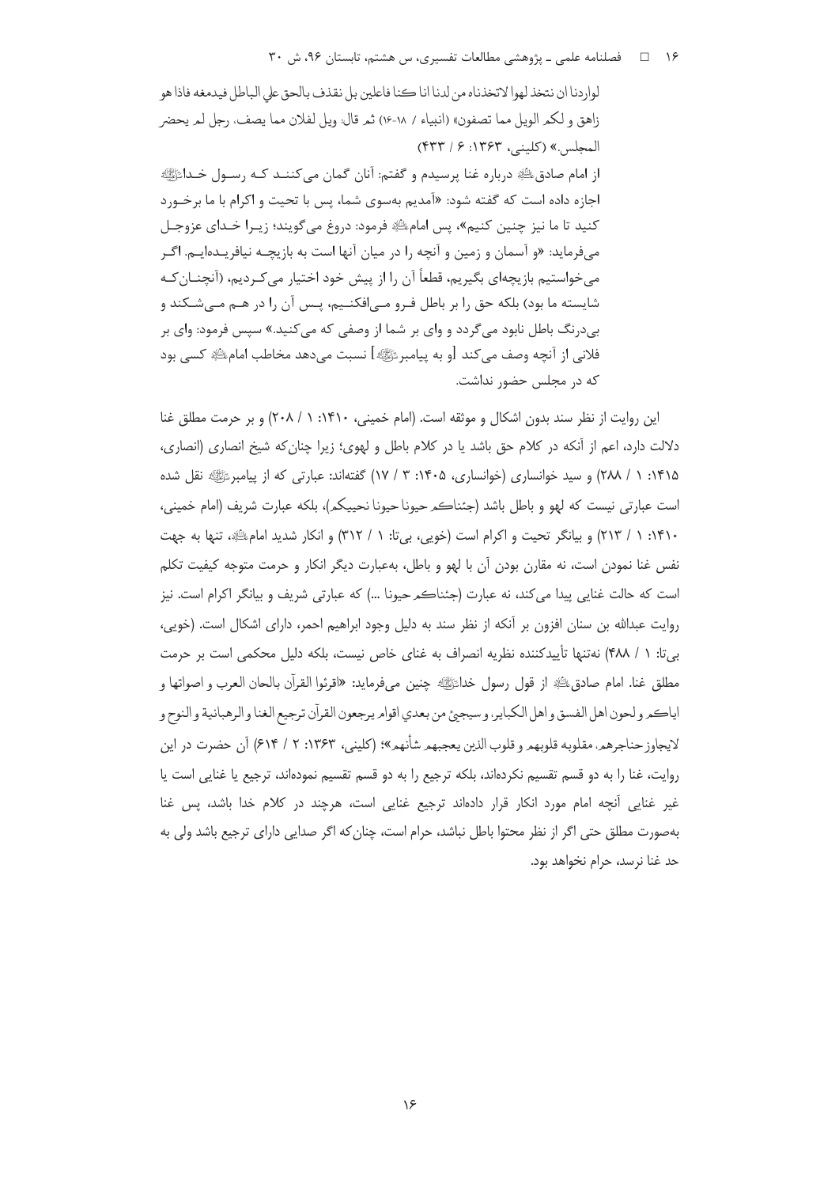لواردنا ان نتخذ لهوا لاتخذناه من لدنا انا كنا فاعلين بل نقذف بالحق علي الباطل فيدمغه فاذا هو زاهق و لكم الويل مما تصفون» (انبياء / ۱۸-۱۶) ثم قال: ويل لفلان مما يصف، رجل لم يحضر المجلس.» (کلینی، ۱۳۶۳: ۶ / ۴۳۳)

از امام صادقؑ درباره غنا پرسیدم و گفتم: آنان گمان می‌کنند کـه رسـول خـداﷺ اجازه داده است که گفته شود: «آمدیم به‌سوی شما، پس با تحیت و اکرام با ما برخـورد کنید تا ما نیز چنین کنیم»، پس امامؑ فرمود: دروغ می‌گویند؛ زیـرا خـدای عزوجـل می‌فرماید: «و آسمان و زمین و آنچه را در میان آنها است به بازیچـه نیافریـده‌ایـم. اگـر می‌خواستیم بازیچه‌ای بگیریم، قطعاً آن را از پیش خود اختیار می‌کـردیم، (آنچنـان‌کـه شایسته ما بود) بلکه حق را بر باطل فـرو مـی‌افکنـیم، پـس آن را در هـم مـی‌شـکند و بی‌درنگ باطل نابود می‌گردد و وای بر شما از وصفی که می‌کنید.» سپس فرمود: وای بر فلانی از آنچه وصف می‌کند [او به پیامبرﷺ] نسبت می‌دهد مخاطب امامؑ کسی بود که در مجلس حضور نداشت.

این روایت از نظر سند بدون اشکال و موثقه است. (امام خمینی، ۱۴۱۰: ۱ / ۲۰۸) و بر حرمت مطلق غنا دلالت دارد، اعم از آنکه در کلام حق باشد یا در کلام باطل و لهوی؛ زیرا چنان‌که شیخ انصاری (انصاری، ۱۴۱۵: ۱ / ۲۸۸) و سید خوانساری (خوانساری، ۱۴۰۵: ۳ / ۱۷) گفته‌اند: عبارتی که از پیامبرﷺ نقل شده است عبارتی نیست که لهو و باطل باشد (جئناکم حیونا حیونا نحییکم)، بلکه عبارت شریف (امام خمینی، ۱۴۱۰: ۱ / ۲۱۳) و بیانگر تحیت و اکرام است (خویی، بی‌تا: ۱ / ۳۱۲) و انکار شدید امامؑ، تنها به جهت نفس غنا نمودن است، نه مقارن بودن آن با لهو و باطل، به‌عبارت دیگر انکار و حرمت متوجه کیفیت تکلم است که حالت غنایی پیدا می‌کند، نه عبارت (جئناکم حیونا ...) که عبارتی شریف و بیانگر اکرام است. نیز روایت عبدالله بن سنان افزون بر آنکه از نظر سند به دلیل وجود ابراهیم احمر، دارای اشکال است. (خویی، بی‌تا: ۱ / ۴۸۸) نه‌تنها تأییدکننده نظریه انصراف به غنای خاص نیست، بلکه دلیل محکمی است بر حرمت مطلق غنا. امام صادقؑ از قول رسول خداﷺ چنین می‌فرماید: «اقرئوا القرآن بالحان العرب و اصواتها و اياكم و لحون اهل الفسق و اهل الكبائر، و سيجيئ من بعدي اقوام يرجعون القرآن ترجيع الغنا و الرهبانية و النوح و لايجاوز حناجرهم، مقلوبه قلوبهم و قلوب الذين يعجبهم شأنهم»؛ (کلینی، ۱۳۶۳: ۲ / ۶۱۴) آن حضرت در این روایت، غنا را به دو قسم تقسیم نکرده‌اند، بلکه ترجیع را به دو قسم تقسیم نموده‌اند، ترجیع یا غنایی است یا غیر غنایی آنچه امام مورد انکار قرار داده‌اند ترجیع غنایی است، هرچند در کلام خدا باشد، پس غنا به‌صورت مطلق حتی اگر از نظر محتوا باطل نباشد، حرام است، چنان‌که اگر صدایی دارای ترجیع باشد ولی به حد غنا نرسد، حرام نخواهد بود.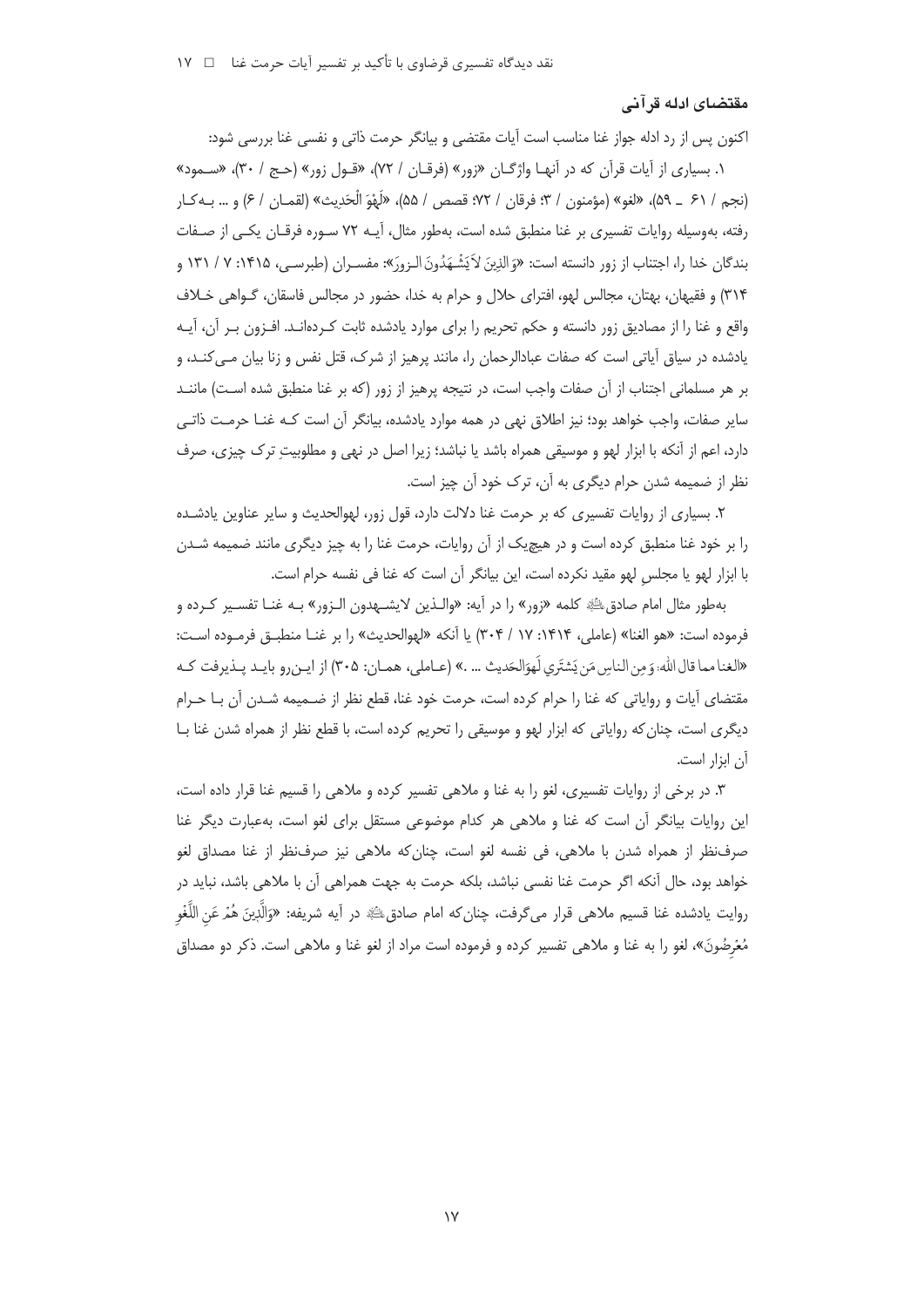### مقتضای ادله قرآنی

اکنون پس از رد ادله جواز غنا مناسب است آیات مقتضی و بیانگر حرمت ذاتی و نفسی غنا بررسی شود:

۱. بسیاری از آیات قرآن که در آنها واژگان «زور» (فرقان / ۷۲)، «قول زور» (حج / ۳۰)، «سمود» (نجم / ۶۱ ـ ۵۹)، «لغو» (مؤمنون / ۳؛ فرقان / ۷۲؛ قصص / ۵۵)، «لَهْوَ الْحَدِيث» (لقمان / ۶) و ... به‌کار رفته، به‌وسیله روایات تفسیری بر غنا منطبق شده است، به‌طور مثال، آیه ۷۲ سوره فرقان یکی از صفات بندگان خدا را، اجتناب از زور دانسته است: «وَ الذينَ لاَيَشْهَدُونَ الـزورَ»: مفسران (طبرسی، ۱۴۱۵: ۷ / ۱۳۱ و ۳۱۴) و فقیهان، بهتان، مجالس لهو، افترای حلال و حرام به خدا، حضور در مجالس فاسقان، گواهی خلاف واقع و غنا را از مصادیق زور دانسته و حکم تحریم را برای موارد یادشده ثابت کرده‌اند. افزون بر آن، آیه یادشده در سیاق آیاتی است که صفات عبادالرحمان را، مانند پرهیز از شرک، قتل نفس و زنا بیان می‌کند، و بر هر مسلمانی اجتناب از آن صفات واجب است، در نتیجه پرهیز از زور (که بر غنا منطبق شده است) مانند سایر صفات، واجب خواهد بود؛ نیز اطلاق نهی در همه موارد یادشده، بیانگر آن است که غنا حرمت ذاتی دارد، اعم از آنکه با ابزار لهو و موسیقی همراه باشد یا نباشد؛ زیرا اصل در نهی و مطلوبیتِ ترک چیزی، صرف نظر از ضمیمه شدن حرام دیگری به آن، ترک خود آن چیز است.

۲. بسیاری از روایات تفسیری که بر حرمت غنا دلالت دارد، قول زور، لهوالحدیث و سایر عناوین یادشده را بر خود غنا منطبق کرده است و در هیچ‌یک از آن روایات، حرمت غنا را به چیز دیگری مانند ضمیمه شدن با ابزار لهو یا مجلسِ لهو مقید نکرده است، این بیانگر آن است که غنا فی نفسه حرام است.

به‌طور مثال امام صادق علیه‌السلام کلمه «زور» را در آیه: «والـذین لایشـهدون الـزور» بـه غنـا تفسـیر کـرده و فرموده است: «هو الغنا» (عاملی، ۱۴۱۴: ۱۷ / ۳۰۴) یا آنکه «لهوالحدیث» را بر غنـا منطبـق فرمـوده اسـت: «الغنا مما قال الله: وَ مِن الناسِ مَن يَشتَري لَهوَالحَديث ... .» (عـاملی، همـان: ۳۰۵) از ایـن‌رو بایـد پـذیرفت کـه مقتضای آیات و روایاتی که غنا را حرام کرده است، حرمت خود غنا، قطع نظر از ضـمیمه شـدن آن بـا حـرام دیگری است، چنان‌که روایاتی که ابزار لهو و موسیقی را تحریم کرده است، با قطع نظر از همراه شدن غنا بـا آن ابزار است.

۳. در برخی از روایات تفسیری، لغو را به غنا و ملاهی تفسیر کرده و ملاهی را قسیم غنا قرار داده است، این روایات بیانگر آن است که غنا و ملاهی هر کدام موضوعی مستقل برای لغو است، به‌عبارت دیگر غنا صرف‌نظر از همراه شدن با ملاهی، فی نفسه لغو است، چنان‌که ملاهی نیز صرف‌نظر از غنا مصداق لغو خواهد بود، حال آنکه اگر حرمت غنا نفسی نباشد، بلکه حرمت به جهت همراهی آن با ملاهی باشد، نباید در روایت یادشده غنا قسیم ملاهی قرار می‌گرفت، چنان‌که امام صادق علیه‌السلام در آیه شریفه: «وَالَّذِينَ هُمْ عَنِ اللَّغْوِ مُعْرِضُونَ»، لغو را به غنا و ملاهی تفسیر کرده و فرموده است مراد از لغو غنا و ملاهی است. ذکر دو مصداق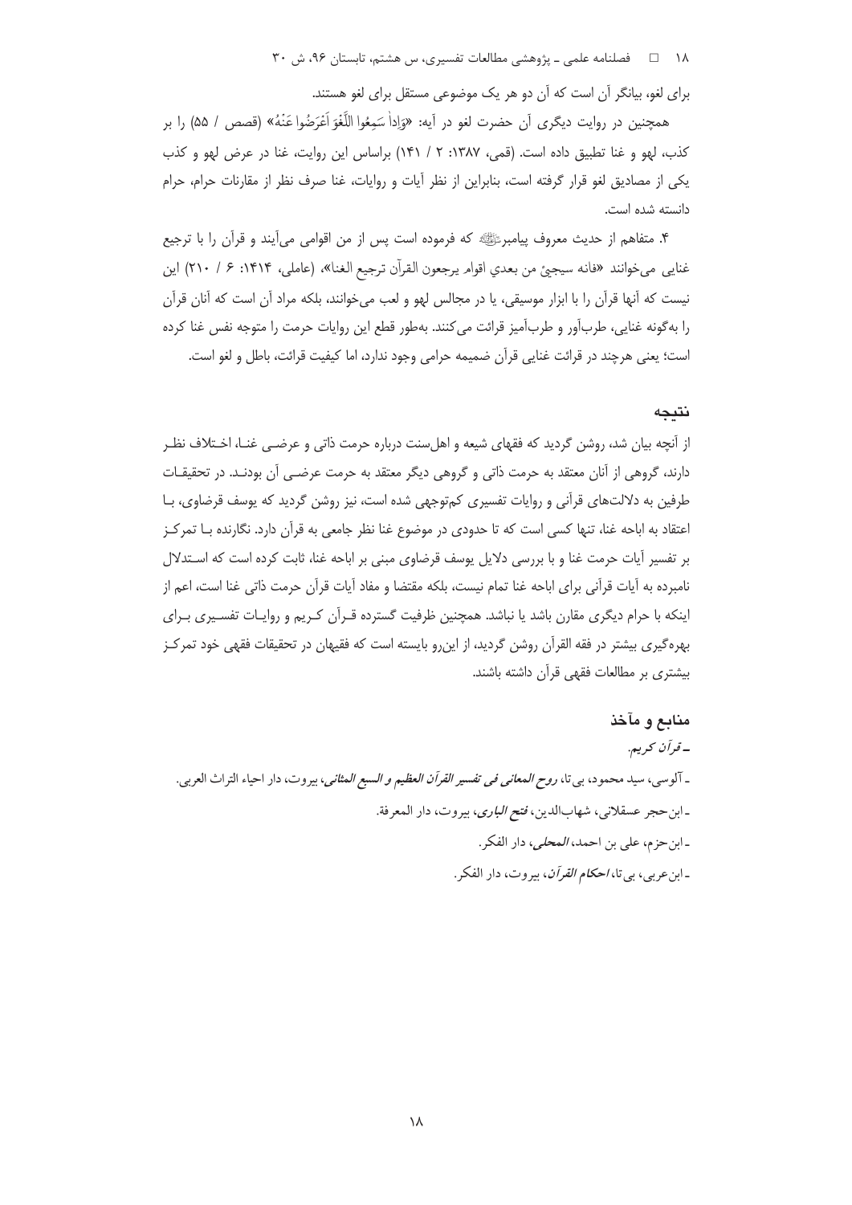برای لغو، بیانگر آن است که آن دو هر یک موضوعی مستقل برای لغو هستند.

همچنین در روایت دیگری آن حضرت لغو در آیه: «وَإِذا سَمِعُوا اللَّغْوَ أَعْرَضُوا عَنْهُ» (قصص / ۵۵) را بر کذب، لهو و غنا تطبیق داده است. (قمی، ۱۳۸۷: ۲ / ۱۴۱) براساس این روایت، غنا در عرض لهو و کذب یکی از مصادیق لغو قرار گرفته است، بنابراین از نظر آیات و روایات، غنا صرف نظر از مقارنات حرام، حرام دانسته شده است.

۴. متفاهم از حدیث معروف پیامبرﷺ که فرموده است پس از من اقوامی می‌آیند و قرآن را با ترجیع غنایی می‌خوانند «فانه سیجیئ من بعدي اقوام یرجعون القرآن ترجیع الغنا»، (عاملی، ۱۴۱۴: ۶ / ۲۱۰) این نیست که آنها قرآن را با ابزار موسیقی، یا در مجالس لهو و لعب می‌خوانند، بلکه مراد آن است که آنان قرآن را به‌گونه غنایی، طرب‌آور و طرب‌آمیز قرائت می‌کنند. به‌طور قطع این روایات حرمت را متوجه نفس غنا کرده است؛ یعنی هرچند در قرائت غنایی قرآن ضمیمه حرامی وجود ندارد، اما کیفیت قرائت، باطل و لغو است.

## نتیجه

از آنچه بیان شد، روشن گردید که فقهای شیعه و اهل‌سنت درباره حرمت ذاتی و عرضـی غنـا، اخـتلاف نظـر دارند، گروهی از آنان معتقد به حرمت ذاتی و گروهی دیگر معتقد به حرمت عرضـی آن بودنـد. در تحقیقـات طرفین به دلالت‌های قرآنی و روایات تفسیری کم‌توجهی شده است، نیز روشن گردید که یوسف قرضاوی، بـا اعتقاد به اباحه غنا، تنها کسی است که تا حدودی در موضوع غنا نظر جامعی به قرآن دارد. نگارنده بـا تمرکـز بر تفسیر آیات حرمت غنا و با بررسی دلایل یوسف قرضاوی مبنی بر اباحه غنا، ثابت کرده است که اسـتدلال نامبرده به آیات قرآنی برای اباحه غنا تمام نیست، بلکه مقتضا و مفاد آیات قرآن حرمت ذاتی غنا است، اعم از اینکه با حرام دیگری مقارن باشد یا نباشد. همچنین ظرفیت گسترده قـرآن کـریم و روایـات تفسـیری بـرای بهره‌گیری بیشتر در فقه القرآن روشن گردید، از این‌رو بایسته است که فقیهان در تحقیقات فقهی خود تمرکـز بیشتری بر مطالعات فقهی قرآن داشته باشند.

## منابع و مآخذ

ـ *قرآن کریم*.

ـ آلوسی، سید محمود، بی‌تا، *روح المعانی فی تفسیر القرآن العظیم و السبع المثانی*، بیروت، دار احیاء التراث العربی.

ـ ابن‌حجر عسقلانی، شهاب‌الدین، *فتح الباری*، بیروت، دار المعرفة.

ـ ابن‌حزم، علی بن احمد، *المحلی*، دار الفکر.

ـ ابن‌عربی، بی‌تا، *احکام القرآن*، بیروت، دار الفکر.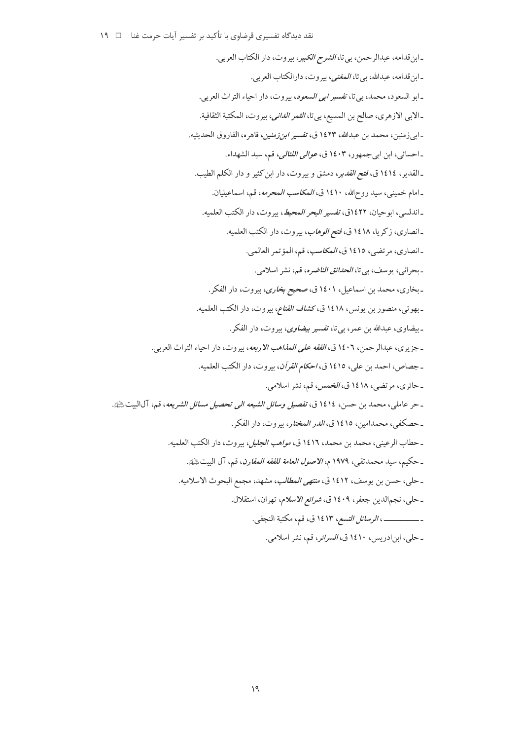- ابن‌قدامه، عبدالرحمن، بی‌تا، *الشرح الكبير*، بيروت، دار الكتاب العربی.

- ابن‌قدامه، عبدالله، بی‌تا، *المغنی*، بيروت، دارالكتاب العربی.

- ابو السعود، محمد، بی‌تا، *تفسیر ابی السعود*، بيروت، دار احياء التراث العربی.

- الابی الازهری، صالح بن المسیع، بی‌تا، *الثمر الدانی*، بيروت، المكتبة الثقافية.

- ابی‌زمنین، محمد بن عبدالله، ۱٤۲۳ ق، *تفسیر ابن‌زمنین*، قاهره، الفاروق الحديثيه.

- احسائی، ابن ابی‌جمهور، ۱٤۰۳ ق، *عوالی اللئالی*، قم، سيد الشهداء.

- القدیر، ۱٤۱٤ ق، *فتح القدير*، دمشق و بيروت، دار ابن كثير و دار الكلم الطيب.

- امام خمینی، سید روح‌الله، ۱٤۱۰ ق، *المكاسب المحرمه*، قم، اسماعیلیان.

- اندلسی، ابوحیان، ۱٤۲۲ق، *تفسیر البحر المحیط*، بيروت، دار الكتب العلميه.

- انصاری، زکریا، ۱٤۱۸ ق، *فتح الوهاب*، بيروت، دار الكتب العلميه.

- انصاری، مرتضی، ۱٤۱٥ ق، *المكاسب*، قم، المؤتمر العالمی.

- بحرانی، یوسف، بی‌تا، *الحدائق الناضره*، قم، نشر اسلامی.

- بخاری، محمد بن اسماعیل، ۱٤۰۱ ق، *صحیح بخاری*، بيروت، دار الفكر.

- بهوتی، منصور بن یونس، ۱٤۱۸ ق، *كشاف القناع*، بيروت، دار الكتب العلميه.

- بیضاوی، عبدالله بن عمر، بی‌تا، *تفسير بيضاوی*، بيروت، دار الفكر.

- جزیری، عبدالرحمن، ۱٤۰٦ ق، *الفقه على المذاهب الاربعه*، بيروت، دار احياء التراث العربی.

- جصاص، احمد بن علی، ۱٤۱٥ ق، *احكام القرآن*، بيروت، دار الكتب العلميه.

- حائری، مرتضی، ۱٤۱۸ ق، *الخمس*، قم، نشر اسلامی.

- حر عاملی، محمد بن حسن، ۱٤۱٤ ق، *تفصيل وسائل الشيعه الى تحصيل مسائل الشريعه*، قم، آل‌البیت علیهم‌السلام.

- حصکفی، محمدامین، ۱٤۱٥ ق، *الدر المختار*، بيروت، دار الفكر.

- حطاب الرعینی، محمد بن محمد، ۱٤۱٦ ق، *مواهب الجليل*، بيروت، دار الكتب العلميه.

- حکیم، سید محمدتقی، ۱۹۷۹ م، *الاصول العامة للفقه المقارن*، قم، آل البيت علیهم‌السلام.

- حلی، حسن بن یوسف، ۱٤۱۲ ق، *منتهى المطالب*، مشهد، مجمع البحوث الاسلاميه.

- حلی، نجم‌الدین جعفر، ۱٤۰۹ ق، *شرائع الاسلام*، تهران، استقلال.

- ــــــــــــ، *الرسائل التسع*، ۱٤۱۳ ق، قم، مكتبة النجفی.

- حلی، ابن‌ادریس، ۱٤۱۰ ق، *السرائر*، قم، نشر اسلامی.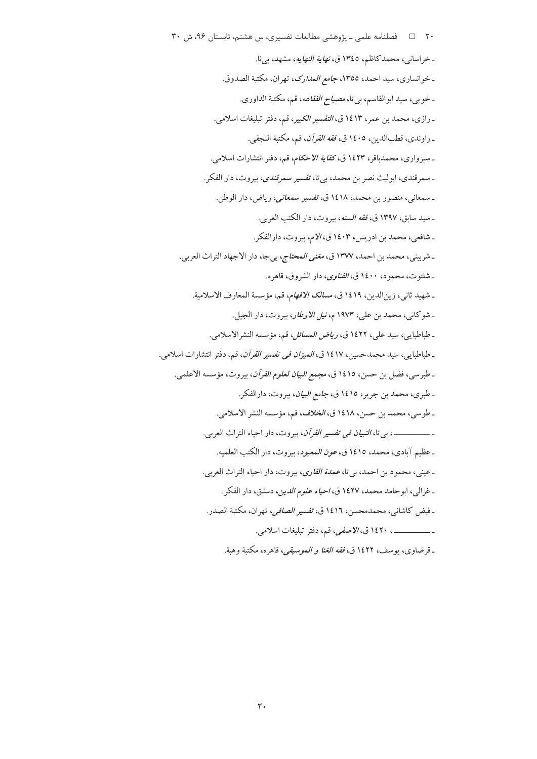- خراسانی، محمدکاظم، ۱۳٤٥ ق، *نهایة النهایه*، مشهد، بی‌نا.

- خوانساری، سید احمد، ۱۳٥٥، *جامع المدارک*، تهران، مکتبة الصدوق.

- خویی، سید ابوالقاسم، بی‌تا، *مصباح الفقاهه*، قم، مکتبة الداوری.

- رازی، محمد بن عمر، ۱٤۱۳ ق، *التفسیر الکبیر*، قم، دفتر تبلیغات اسلامی.

- راوندی، قطب‌الدین، ۱٤۰٥ ق، *فقه القرآن*، قم، مکتبة النجفی.

- سبزواری، محمدباقر، ۱٤۲۳ ق، *کفایة الاحکام*، قم، دفتر انتشارات اسلامی.

- سمرقندی، ابولیث نصر بن محمد، بی‌تا، *تفسیر سمرقندی*، بیروت، دار الفکر.

- سمعانی، منصور بن محمد، ۱٤۱۸ ق، *تفسیر سمعانی*، ریاض، دار الوطن.

- سید سابق، ۱۳۹۷ ق، *فقه السنه*، بیروت، دار الکتب العربی.

- شافعی، محمد بن ادریس، ۱٤۰۳ ق، *الام*، بیروت، دارالفکر.

- شربینی، محمد بن احمد، ۱۳۷۷ ق، *مغنی المحتاج*، بی‌جا، دار الاجهاد التراث العربی.

- شلتوت، محمود، ۱٤۰۰ ق، *الفتاوی*، دار الشروق، قاهره.

- شهید ثانی، زین‌الدین، ۱٤۱۹ ق، *مسالک الافهام*، قم، مؤسسة المعارف الاسلامیة.

- شوکانی، محمد بن علی، ۱۹۷۳ م، *نیل الاوطار*، بیروت، دار الجیل.

- طباطبایی، سید علی، ۱٤۲۲ ق، *ریاض المسائل*، قم، مؤسسه النشرالاسلامی.

- طباطبایی، سید محمدحسین، ۱٤۱۷ ق، *المیزان فی تفسیر القرآن*، قم، دفتر انتشارات اسلامی.

- طبرسی، فضل بن حسن، ۱٤۱٥ ق، *مجمع البیان لعلوم القرآن*، بیروت، مؤسسه الاعلمی.

- طبری، محمد بن جریر، ۱٤۱٥ ق، *جامع البیان*، بیروت، دارالفکر.

- طوسی، محمد بن حسن، ۱٤۱۸ ق، *الخلاف*، قم، مؤسسه النشر الاسلامی.

- ــــــــــــ ، بی‌تا، *التبیان فی تفسیر القرآن*، بیروت، دار احیاء التراث العربی.

- عظیم آبادی، محمد، ۱٤۱٥ ق، *عون المعبود*، بیروت، دار الکتب العلمیه.

- عینی، محمود بن احمد، بی‌تا، *عمدة القاری*، بیروت، دار احیاء التراث العربی.

- غزالی، ابوحامد محمد، ۱٤۲۷ ق، *احیاء علوم الدین*، دمشق، دار الفکر.

- فیض کاشانی، محمدمحسن، ۱٤۱٦ ق، *تفسیر الصافی*، تهران، مکتبة الصدر.

- ــــــــــــ ، ۱٤۲۰ ق، *الاصفی*، قم، دفتر تبلیغات اسلامی.

- قرضاوی، یوسف، ۱٤۲۲ ق، *فقه الغنا و الموسیقی*، قاهره، مکتبة وهبة.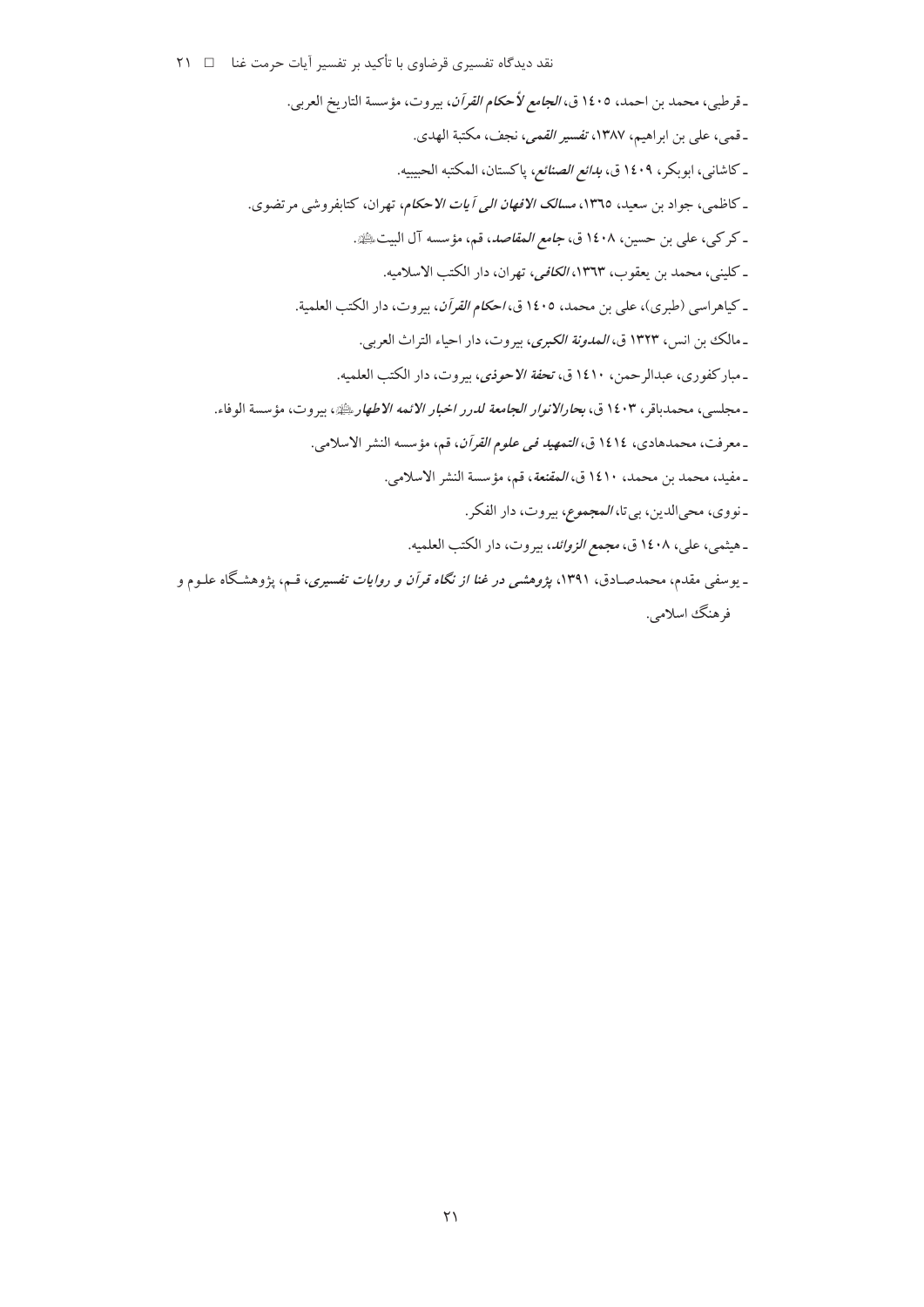- قرطبی، محمد بن احمد، ۱٤۰۵ ق، *الجامع لأحکام القرآن*، بیروت، مؤسسة التاریخ العربی.
- قمی، علی بن ابراهیم، ۱۳۸۷، *تفسیر القمی*، نجف، مکتبة الهدی.
- کاشانی، ابوبکر، ۱٤۰۹ ق، *بدائع الصنائع*، پاکستان، المکتبه الحبیبه.
- کاظمی، جواد بن سعید، ۱۳٦۵، *مسالک الافهان الی آیات الاحکام*، تهران، کتابفروشی مرتضوی.
- کرکی، علی بن حسین، ۱٤۰۸ ق، *جامع المقاصد*، قم، مؤسسه آل البیت علیهم السلام.
- کلینی، محمد بن یعقوب، ۱۳٦۳، *الکافی*، تهران، دار الکتب الاسلامیه.
- کیاهراسی (طبری)، علی بن محمد، ۱٤۰۵ ق، *احکام القرآن*، بیروت، دار الکتب العلمیة.
- مالک بن انس، ۱۳۲۳ ق، *المدونة الکبری*، بیروت، دار احیاء التراث العربی.
- مبارکفوری، عبدالرحمن، ۱٤۱۰ ق، *تحفة الاحوذی*، بیروت، دار الکتب العلمیه.
- مجلسی، محمدباقر، ۱٤۰۳ ق، *بحارالانوار الجامعة لدرر اخبار الائمه الاطهار علیهم السلام*، بیروت، مؤسسة الوفاء.
- معرفت، محمدهادی، ۱٤۱٤ ق، *التمهید فی علوم القرآن*، قم، مؤسسه النشر الاسلامی.
- مفید، محمد بن محمد، ۱٤۱۰ ق، *المقنعة*، قم، مؤسسة النشر الاسلامی.
- نووی، محی‌الدین، بی‌تا، *المجموع*، بیروت، دار الفکر.
- هیثمی، علی، ۱٤۰۸ ق، *مجمع الزوائد*، بیروت، دار الکتب العلمیه.
- یوسفی مقدم، محمدصادق، ۱۳۹۱، *پژوهشی در غنا از نگاه قرآن و روایات تفسیری*، قم، پژوهشگاه علوم و فرهنگ اسلامی.